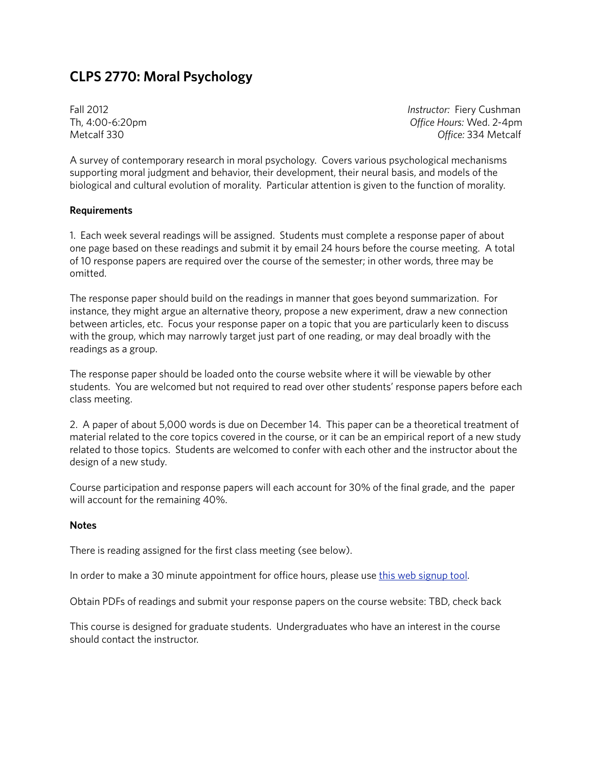# CLPS 2770: Moral Psychology

Fall 2012
Th, 4:00-6:20pm
Metcalf 330

*Instructor:* Fiery Cushman
*Office Hours:* Wed. 2-4pm
*Office:* 334 Metcalf

A survey of contemporary research in moral psychology. Covers various psychological mechanisms supporting moral judgment and behavior, their development, their neural basis, and models of the biological and cultural evolution of morality. Particular attention is given to the function of morality.

**Requirements**

1. Each week several readings will be assigned. Students must complete a response paper of about one page based on these readings and submit it by email 24 hours before the course meeting. A total of 10 response papers are required over the course of the semester; in other words, three may be omitted.

The response paper should build on the readings in manner that goes beyond summarization. For instance, they might argue an alternative theory, propose a new experiment, draw a new connection between articles, etc. Focus your response paper on a topic that you are particularly keen to discuss with the group, which may narrowly target just part of one reading, or may deal broadly with the readings as a group.

The response paper should be loaded onto the course website where it will be viewable by other students. You are welcomed but not required to read over other students' response papers before each class meeting.

2. A paper of about 5,000 words is due on December 14. This paper can be a theoretical treatment of material related to the core topics covered in the course, or it can be an empirical report of a new study related to those topics. Students are welcomed to confer with each other and the instructor about the design of a new study.

Course participation and response papers will each account for 30% of the final grade, and the paper will account for the remaining 40%.

**Notes**

There is reading assigned for the first class meeting (see below).

In order to make a 30 minute appointment for office hours, please use [this web signup tool](#).

Obtain PDFs of readings and submit your response papers on the course website: TBD, check back

This course is designed for graduate students. Undergraduates who have an interest in the course should contact the instructor.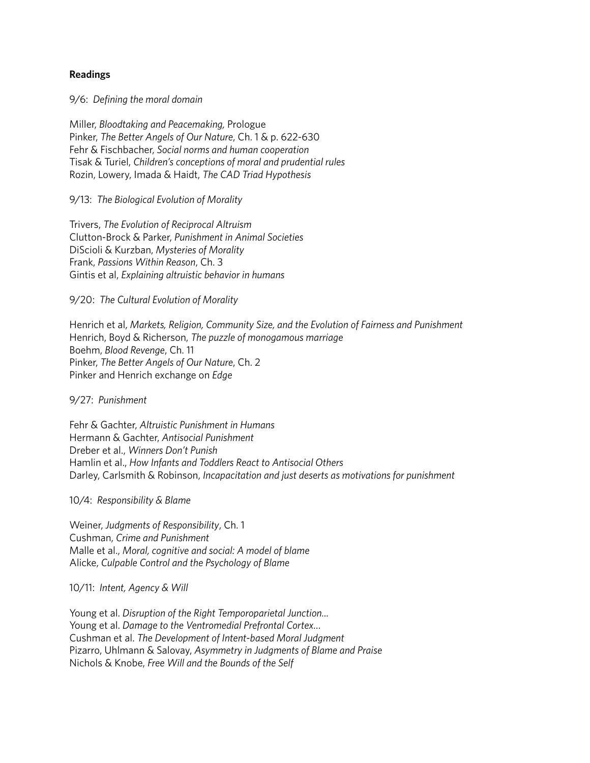**Readings**

9/6: *Defining the moral domain*

Miller, *Bloodtaking and Peacemaking,* Prologue
Pinker, *The Better Angels of Our Nature*, Ch. 1 & p. 622-630
Fehr & Fischbacher, *Social norms and human cooperation*
Tisak & Turiel, *Children's conceptions of moral and prudential rules*
Rozin, Lowery, Imada & Haidt, *The CAD Triad Hypothesis*

9/13: *The Biological Evolution of Morality*

Trivers, *The Evolution of Reciprocal Altruism*
Clutton-Brock & Parker, *Punishment in Animal Societies*
DiScioli & Kurzban, *Mysteries of Morality*
Frank, *Passions Within Reason*, Ch. 3
Gintis et al, *Explaining altruistic behavior in humans*

9/20: *The Cultural Evolution of Morality*

Henrich et al, *Markets, Religion, Community Size, and the Evolution of Fairness and Punishment*
Henrich, Boyd & Richerson, *The puzzle of monogamous marriage*
Boehm, *Blood Revenge*, Ch. 11
Pinker, *The Better Angels of Our Nature*, Ch. 2
Pinker and Henrich exchange on *Edge*

9/27: *Punishment*

Fehr & Gachter, *Altruistic Punishment in Humans*
Hermann & Gachter, *Antisocial Punishment*
Dreber et al., *Winners Don't Punish*
Hamlin et al., *How Infants and Toddlers React to Antisocial Others*
Darley, Carlsmith & Robinson, *Incapacitation and just deserts as motivations for punishment*

10/4: *Responsibility & Blame*

Weiner, *Judgments of Responsibility*, Ch. 1
Cushman, *Crime and Punishment*
Malle et al., *Moral, cognitive and social: A model of blame*
Alicke, *Culpable Control and the Psychology of Blame*

10/11: *Intent, Agency & Will*

Young et al. *Disruption of the Right Temporoparietal Junction…*
Young et al. *Damage to the Ventromedial Prefrontal Cortex…*
Cushman et al. *The Development of Intent-based Moral Judgment*
Pizarro, Uhlmann & Salovay, *Asymmetry in Judgments of Blame and Praise*
Nichols & Knobe, *Free Will and the Bounds of the Self*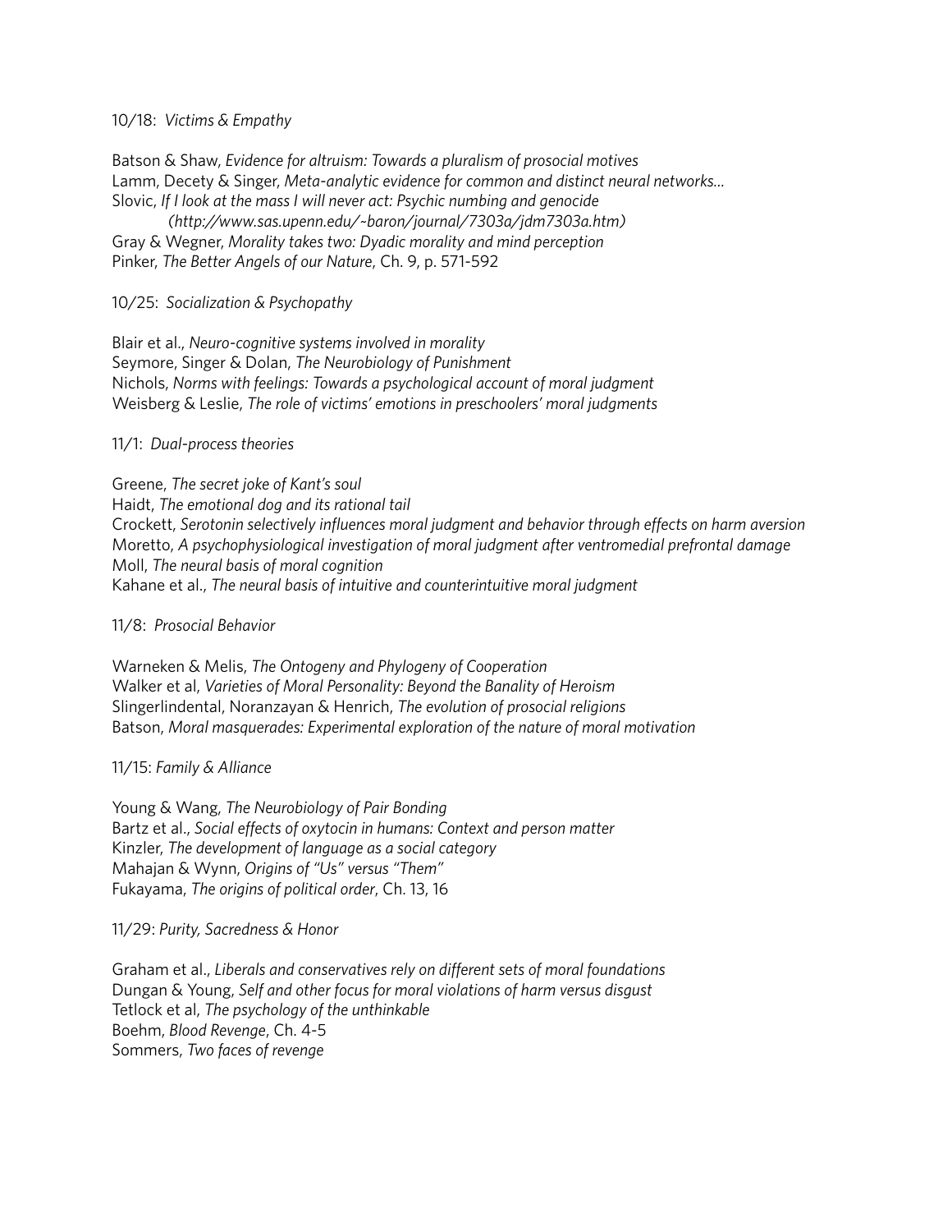10/18: *Victims & Empathy*

Batson & Shaw, *Evidence for altruism: Towards a pluralism of prosocial motives*
Lamm, Decety & Singer, *Meta-analytic evidence for common and distinct neural networks…*
Slovic, *If I look at the mass I will never act: Psychic numbing and genocide*
*(http://www.sas.upenn.edu/~baron/journal/7303a/jdm7303a.htm)*
Gray & Wegner, *Morality takes two: Dyadic morality and mind perception*
Pinker, *The Better Angels of our Nature*, Ch. 9, p. 571-592

10/25: *Socialization & Psychopathy*

Blair et al., *Neuro-cognitive systems involved in morality*
Seymore, Singer & Dolan, *The Neurobiology of Punishment*
Nichols, *Norms with feelings: Towards a psychological account of moral judgment*
Weisberg & Leslie, *The role of victims' emotions in preschoolers' moral judgments*

11/1: *Dual-process theories*

Greene, *The secret joke of Kant's soul*
Haidt, *The emotional dog and its rational tail*
Crockett, *Serotonin selectively influences moral judgment and behavior through effects on harm aversion*
Moretto, *A psychophysiological investigation of moral judgment after ventromedial prefrontal damage*
Moll, *The neural basis of moral cognition*
Kahane et al., *The neural basis of intuitive and counterintuitive moral judgment*

11/8: *Prosocial Behavior*

Warneken & Melis, *The Ontogeny and Phylogeny of Cooperation*
Walker et al, *Varieties of Moral Personality: Beyond the Banality of Heroism*
Slingerlindental, Noranzayan & Henrich, *The evolution of prosocial religions*
Batson, *Moral masquerades: Experimental exploration of the nature of moral motivation*

11/15: *Family & Alliance*

Young & Wang, *The Neurobiology of Pair Bonding*
Bartz et al., *Social effects of oxytocin in humans: Context and person matter*
Kinzler, *The development of language as a social category*
Mahajan & Wynn, *Origins of "Us" versus "Them"*
Fukayama, *The origins of political order*, Ch. 13, 16

11/29: *Purity, Sacredness & Honor*

Graham et al., *Liberals and conservatives rely on different sets of moral foundations*
Dungan & Young, *Self and other focus for moral violations of harm versus disgust*
Tetlock et al, *The psychology of the unthinkable*
Boehm, *Blood Revenge*, Ch. 4-5
Sommers, *Two faces of revenge*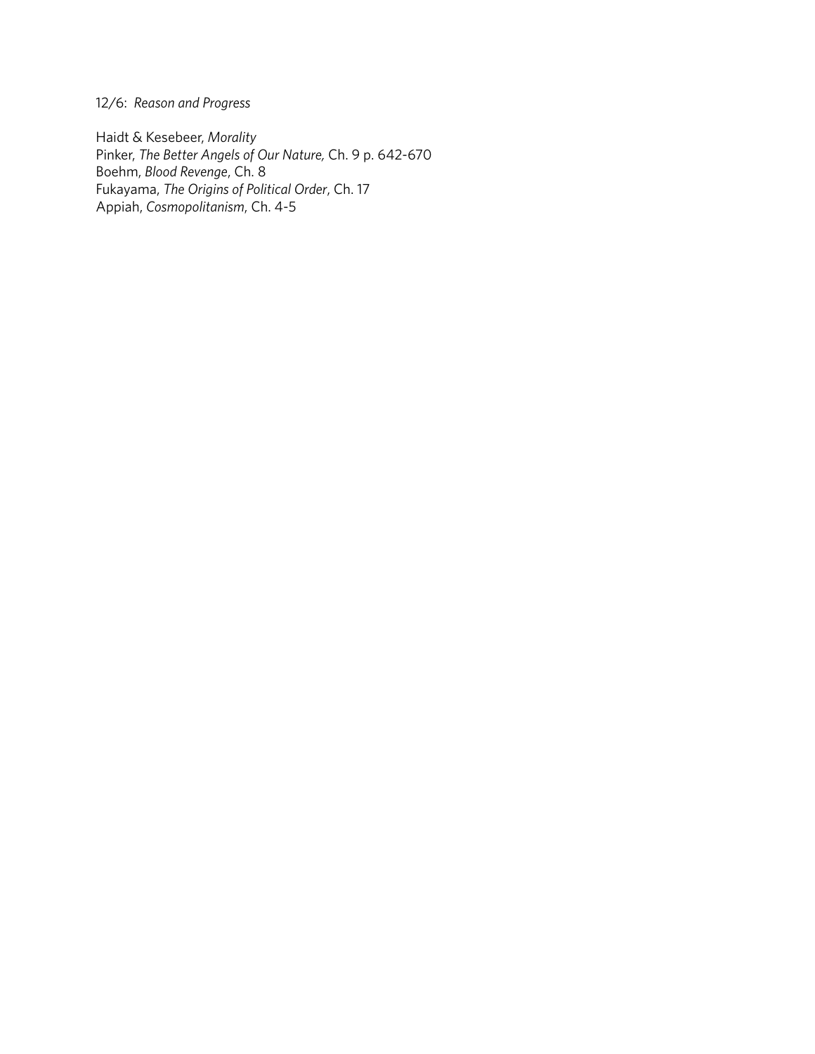12/6: *Reason and Progress*

Haidt & Kesebeer, *Morality*
Pinker, *The Better Angels of Our Nature,* Ch. 9 p. 642-670
Boehm, *Blood Revenge*, Ch. 8
Fukayama, *The Origins of Political Order*, Ch. 17
Appiah, *Cosmopolitanism*, Ch. 4-5